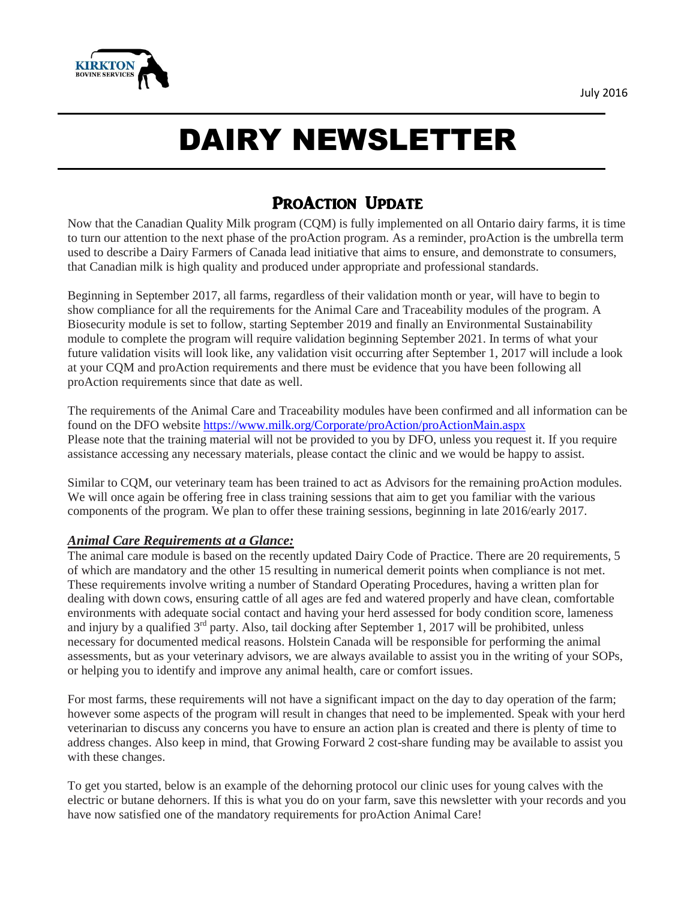KIRKTON BOVINE SERVICES

July 2016

# DAIRY NEWSLETTER

## ProAction Update

Now that the Canadian Quality Milk program (CQM) is fully implemented on all Ontario dairy farms, it is time to turn our attention to the next phase of the proAction program. As a reminder, proAction is the umbrella term used to describe a Dairy Farmers of Canada lead initiative that aims to ensure, and demonstrate to consumers, that Canadian milk is high quality and produced under appropriate and professional standards.

Beginning in September 2017, all farms, regardless of their validation month or year, will have to begin to show compliance for all the requirements for the Animal Care and Traceability modules of the program. A Biosecurity module is set to follow, starting September 2019 and finally an Environmental Sustainability module to complete the program will require validation beginning September 2021. In terms of what your future validation visits will look like, any validation visit occurring after September 1, 2017 will include a look at your CQM and proAction requirements and there must be evidence that you have been following all proAction requirements since that date as well.

The requirements of the Animal Care and Traceability modules have been confirmed and all information can be found on the DFO website https://www.milk.org/Corporate/proAction/proActionMain.aspx
Please note that the training material will not be provided to you by DFO, unless you request it. If you require assistance accessing any necessary materials, please contact the clinic and we would be happy to assist.

Similar to CQM, our veterinary team has been trained to act as Advisors for the remaining proAction modules. We will once again be offering free in class training sessions that aim to get you familiar with the various components of the program. We plan to offer these training sessions, beginning in late 2016/early 2017.

### ***Animal Care Requirements at a Glance:***

The animal care module is based on the recently updated Dairy Code of Practice. There are 20 requirements, 5 of which are mandatory and the other 15 resulting in numerical demerit points when compliance is not met. These requirements involve writing a number of Standard Operating Procedures, having a written plan for dealing with down cows, ensuring cattle of all ages are fed and watered properly and have clean, comfortable environments with adequate social contact and having your herd assessed for body condition score, lameness and injury by a qualified 3rd party. Also, tail docking after September 1, 2017 will be prohibited, unless necessary for documented medical reasons. Holstein Canada will be responsible for performing the animal assessments, but as your veterinary advisors, we are always available to assist you in the writing of your SOPs, or helping you to identify and improve any animal health, care or comfort issues.

For most farms, these requirements will not have a significant impact on the day to day operation of the farm; however some aspects of the program will result in changes that need to be implemented. Speak with your herd veterinarian to discuss any concerns you have to ensure an action plan is created and there is plenty of time to address changes. Also keep in mind, that Growing Forward 2 cost-share funding may be available to assist you with these changes.

To get you started, below is an example of the dehorning protocol our clinic uses for young calves with the electric or butane dehorners. If this is what you do on your farm, save this newsletter with your records and you have now satisfied one of the mandatory requirements for proAction Animal Care!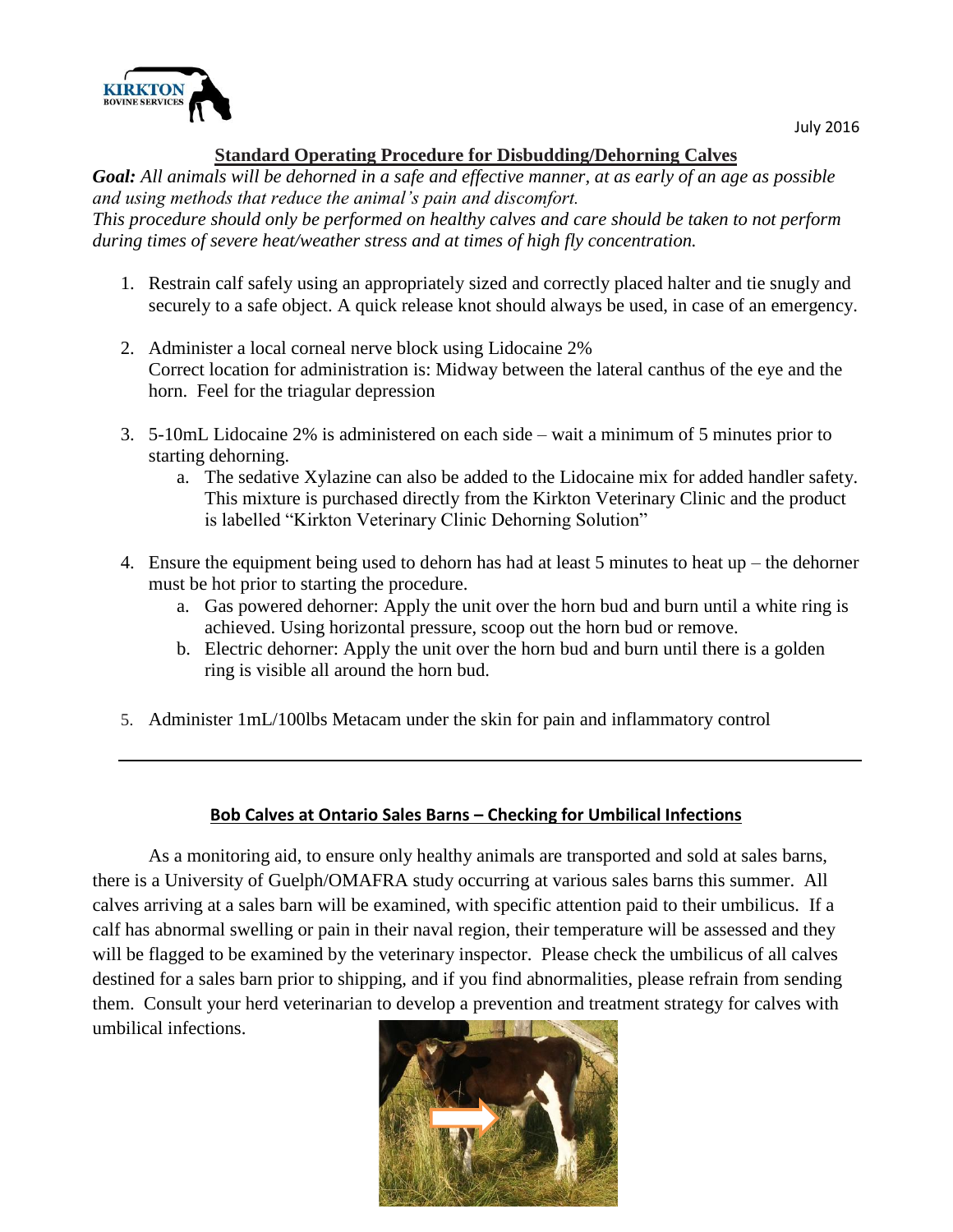KIRKTON BOVINE SERVICES

July 2016

## Standard Operating Procedure for Disbudding/Dehorning Calves

***Goal:*** *All animals will be dehorned in a safe and effective manner, at as early of an age as possible and using methods that reduce the animal's pain and discomfort.*
*This procedure should only be performed on healthy calves and care should be taken to not perform during times of severe heat/weather stress and at times of high fly concentration.*

1. Restrain calf safely using an appropriately sized and correctly placed halter and tie snugly and securely to a safe object. A quick release knot should always be used, in case of an emergency.

2. Administer a local corneal nerve block using Lidocaine 2%
   Correct location for administration is: Midway between the lateral canthus of the eye and the horn. Feel for the triagular depression

3. 5-10mL Lidocaine 2% is administered on each side – wait a minimum of 5 minutes prior to starting dehorning.
   a. The sedative Xylazine can also be added to the Lidocaine mix for added handler safety. This mixture is purchased directly from the Kirkton Veterinary Clinic and the product is labelled "Kirkton Veterinary Clinic Dehorning Solution"

4. Ensure the equipment being used to dehorn has had at least 5 minutes to heat up – the dehorner must be hot prior to starting the procedure.
   a. Gas powered dehorner: Apply the unit over the horn bud and burn until a white ring is achieved. Using horizontal pressure, scoop out the horn bud or remove.
   b. Electric dehorner: Apply the unit over the horn bud and burn until there is a golden ring is visible all around the horn bud.

5. Administer 1mL/100lbs Metacam under the skin for pain and inflammatory control

---

## Bob Calves at Ontario Sales Barns – Checking for Umbilical Infections

As a monitoring aid, to ensure only healthy animals are transported and sold at sales barns, there is a University of Guelph/OMAFRA study occurring at various sales barns this summer. All calves arriving at a sales barn will be examined, with specific attention paid to their umbilicus. If a calf has abnormal swelling or pain in their naval region, their temperature will be assessed and they will be flagged to be examined by the veterinary inspector. Please check the umbilicus of all calves destined for a sales barn prior to shipping, and if you find abnormalities, please refrain from sending them. Consult your herd veterinarian to develop a prevention and treatment strategy for calves with umbilical infections.